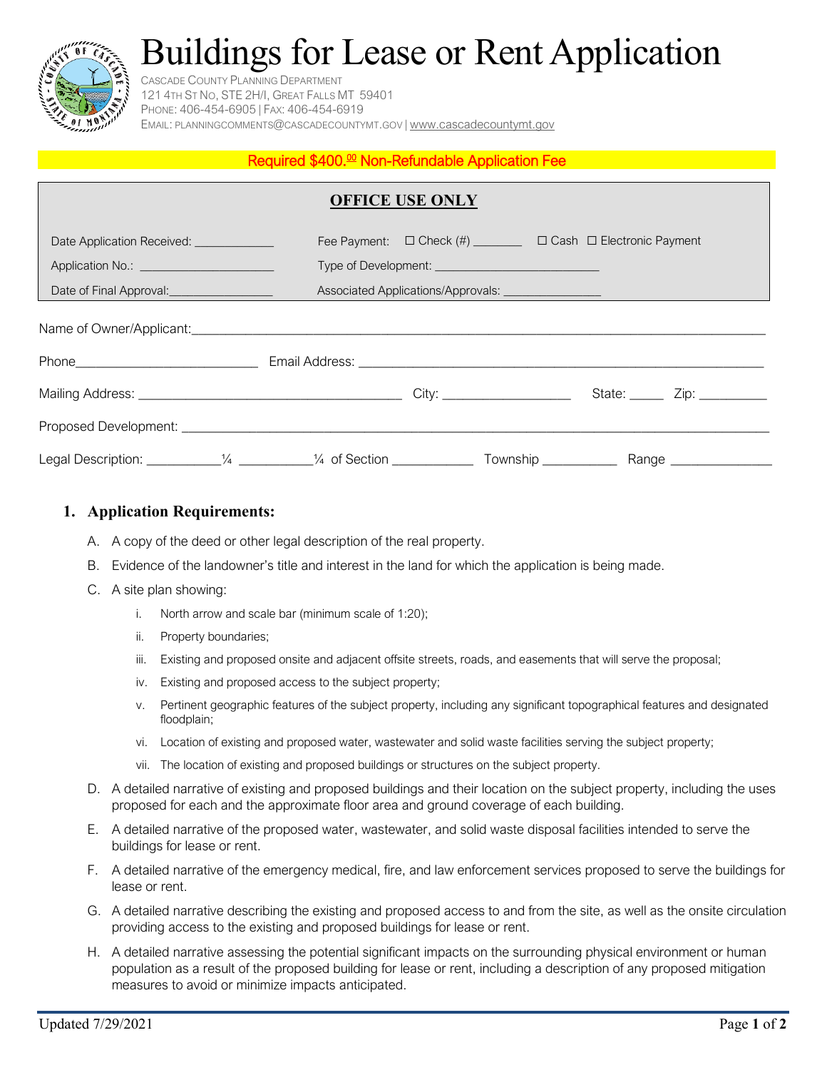# Buildings for Lease or Rent Application

CASCADE COUNTY PLANNING DEPARTMENT
121 4TH ST NO, STE 2H/I, GREAT FALLS MT 59401
PHONE: 406-454-6905 | FAX: 406-454-6919
EMAIL: PLANNINGCOMMENTS@CASCADECOUNTYMT.GOV | www.cascadecountymt.gov

**Required $400.00 Non-Refundable Application Fee**

**OFFICE USE ONLY**

| | |
|---|---|
| Date Application Received: ____________ | Fee Payment: ☐ Check (#) ________ ☐ Cash ☐ Electronic Payment |
| Application No.: ____________________ | Type of Development: ________________________ |
| Date of Final Approval:________________ | Associated Applications/Approvals: _______________ |

Name of Owner/Applicant:_______________________________________________

Phone__________________________ Email Address: ____________________________________

Mailing Address: ______________________________ City: __________________ State: _____ Zip: _________

Proposed Development: ___________________________________________________________

Legal Description: __________¼ __________¼ of Section ___________ Township __________ Range ______________

## 1. Application Requirements:

A. A copy of the deed or other legal description of the real property.

B. Evidence of the landowner's title and interest in the land for which the application is being made.

C. A site plan showing:

   i. North arrow and scale bar (minimum scale of 1:20);

   ii. Property boundaries;

   iii. Existing and proposed onsite and adjacent offsite streets, roads, and easements that will serve the proposal;

   iv. Existing and proposed access to the subject property;

   v. Pertinent geographic features of the subject property, including any significant topographical features and designated floodplain;

   vi. Location of existing and proposed water, wastewater and solid waste facilities serving the subject property;

   vii. The location of existing and proposed buildings or structures on the subject property.

D. A detailed narrative of existing and proposed buildings and their location on the subject property, including the uses proposed for each and the approximate floor area and ground coverage of each building.

E. A detailed narrative of the proposed water, wastewater, and solid waste disposal facilities intended to serve the buildings for lease or rent.

F. A detailed narrative of the emergency medical, fire, and law enforcement services proposed to serve the buildings for lease or rent.

G. A detailed narrative describing the existing and proposed access to and from the site, as well as the onsite circulation providing access to the existing and proposed buildings for lease or rent.

H. A detailed narrative assessing the potential significant impacts on the surrounding physical environment or human population as a result of the proposed building for lease or rent, including a description of any proposed mitigation measures to avoid or minimize impacts anticipated.

Updated 7/29/2021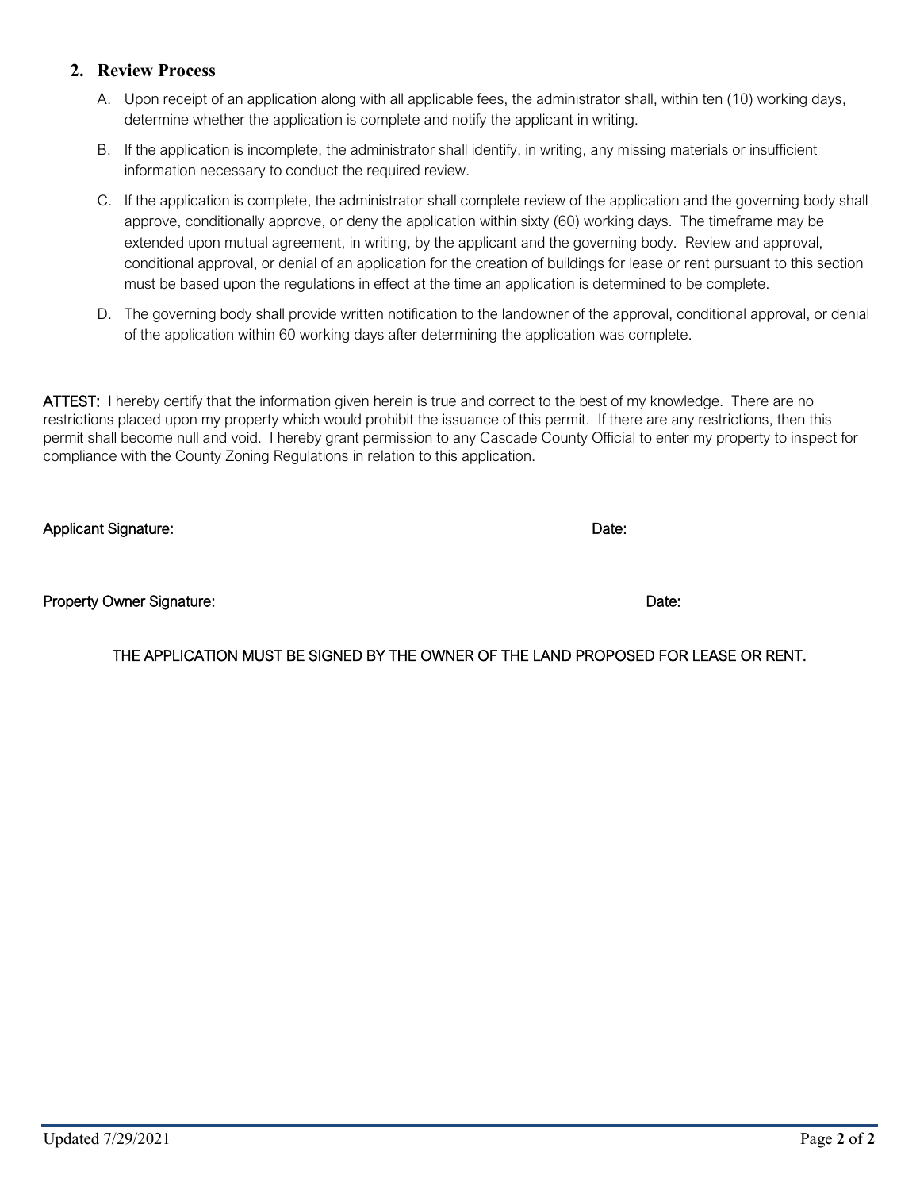## 2. Review Process

A. Upon receipt of an application along with all applicable fees, the administrator shall, within ten (10) working days, determine whether the application is complete and notify the applicant in writing.

B. If the application is incomplete, the administrator shall identify, in writing, any missing materials or insufficient information necessary to conduct the required review.

C. If the application is complete, the administrator shall complete review of the application and the governing body shall approve, conditionally approve, or deny the application within sixty (60) working days. The timeframe may be extended upon mutual agreement, in writing, by the applicant and the governing body. Review and approval, conditional approval, or denial of an application for the creation of buildings for lease or rent pursuant to this section must be based upon the regulations in effect at the time an application is determined to be complete.

D. The governing body shall provide written notification to the landowner of the approval, conditional approval, or denial of the application within 60 working days after determining the application was complete.

**ATTEST:** I hereby certify that the information given herein is true and correct to the best of my knowledge. There are no restrictions placed upon my property which would prohibit the issuance of this permit. If there are any restrictions, then this permit shall become null and void. I hereby grant permission to any Cascade County Official to enter my property to inspect for compliance with the County Zoning Regulations in relation to this application.

Applicant Signature: ______________________________ Date: ______________

Property Owner Signature: ______________________________ Date: ______________

THE APPLICATION MUST BE SIGNED BY THE OWNER OF THE LAND PROPOSED FOR LEASE OR RENT.

Updated 7/29/2021